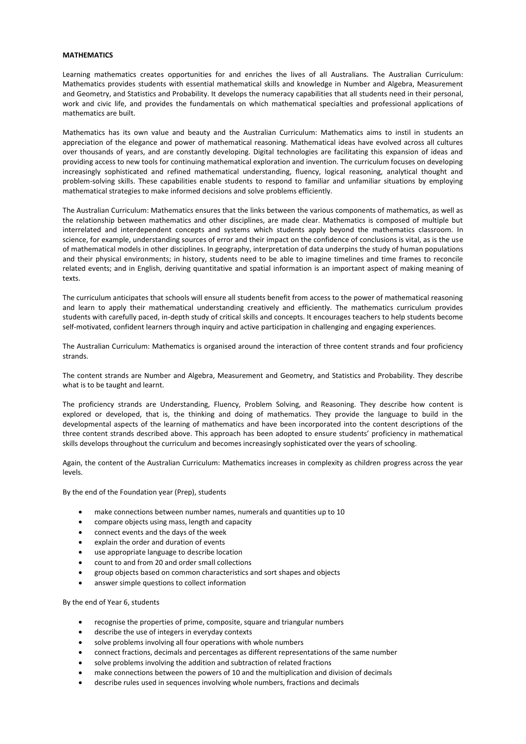**MATHEMATICS**

Learning mathematics creates opportunities for and enriches the lives of all Australians. The Australian Curriculum: Mathematics provides students with essential mathematical skills and knowledge in Number and Algebra, Measurement and Geometry, and Statistics and Probability. It develops the numeracy capabilities that all students need in their personal, work and civic life, and provides the fundamentals on which mathematical specialties and professional applications of mathematics are built.

Mathematics has its own value and beauty and the Australian Curriculum: Mathematics aims to instil in students an appreciation of the elegance and power of mathematical reasoning. Mathematical ideas have evolved across all cultures over thousands of years, and are constantly developing. Digital technologies are facilitating this expansion of ideas and providing access to new tools for continuing mathematical exploration and invention. The curriculum focuses on developing increasingly sophisticated and refined mathematical understanding, fluency, logical reasoning, analytical thought and problem-solving skills. These capabilities enable students to respond to familiar and unfamiliar situations by employing mathematical strategies to make informed decisions and solve problems efficiently.

The Australian Curriculum: Mathematics ensures that the links between the various components of mathematics, as well as the relationship between mathematics and other disciplines, are made clear. Mathematics is composed of multiple but interrelated and interdependent concepts and systems which students apply beyond the mathematics classroom. In science, for example, understanding sources of error and their impact on the confidence of conclusions is vital, as is the use of mathematical models in other disciplines. In geography, interpretation of data underpins the study of human populations and their physical environments; in history, students need to be able to imagine timelines and time frames to reconcile related events; and in English, deriving quantitative and spatial information is an important aspect of making meaning of texts.

The curriculum anticipates that schools will ensure all students benefit from access to the power of mathematical reasoning and learn to apply their mathematical understanding creatively and efficiently. The mathematics curriculum provides students with carefully paced, in-depth study of critical skills and concepts. It encourages teachers to help students become self-motivated, confident learners through inquiry and active participation in challenging and engaging experiences.

The Australian Curriculum: Mathematics is organised around the interaction of three content strands and four proficiency strands.

The content strands are Number and Algebra, Measurement and Geometry, and Statistics and Probability. They describe what is to be taught and learnt.

The proficiency strands are Understanding, Fluency, Problem Solving, and Reasoning. They describe how content is explored or developed, that is, the thinking and doing of mathematics. They provide the language to build in the developmental aspects of the learning of mathematics and have been incorporated into the content descriptions of the three content strands described above. This approach has been adopted to ensure students' proficiency in mathematical skills develops throughout the curriculum and becomes increasingly sophisticated over the years of schooling.

Again, the content of the Australian Curriculum: Mathematics increases in complexity as children progress across the year levels.

By the end of the Foundation year (Prep), students

- make connections between number names, numerals and quantities up to 10
- compare objects using mass, length and capacity
- connect events and the days of the week
- explain the order and duration of events
- use appropriate language to describe location
- count to and from 20 and order small collections
- group objects based on common characteristics and sort shapes and objects
- answer simple questions to collect information

By the end of Year 6, students

- recognise the properties of prime, composite, square and triangular numbers
- describe the use of integers in everyday contexts
- solve problems involving all four operations with whole numbers
- connect fractions, decimals and percentages as different representations of the same number
- solve problems involving the addition and subtraction of related fractions
- make connections between the powers of 10 and the multiplication and division of decimals
- describe rules used in sequences involving whole numbers, fractions and decimals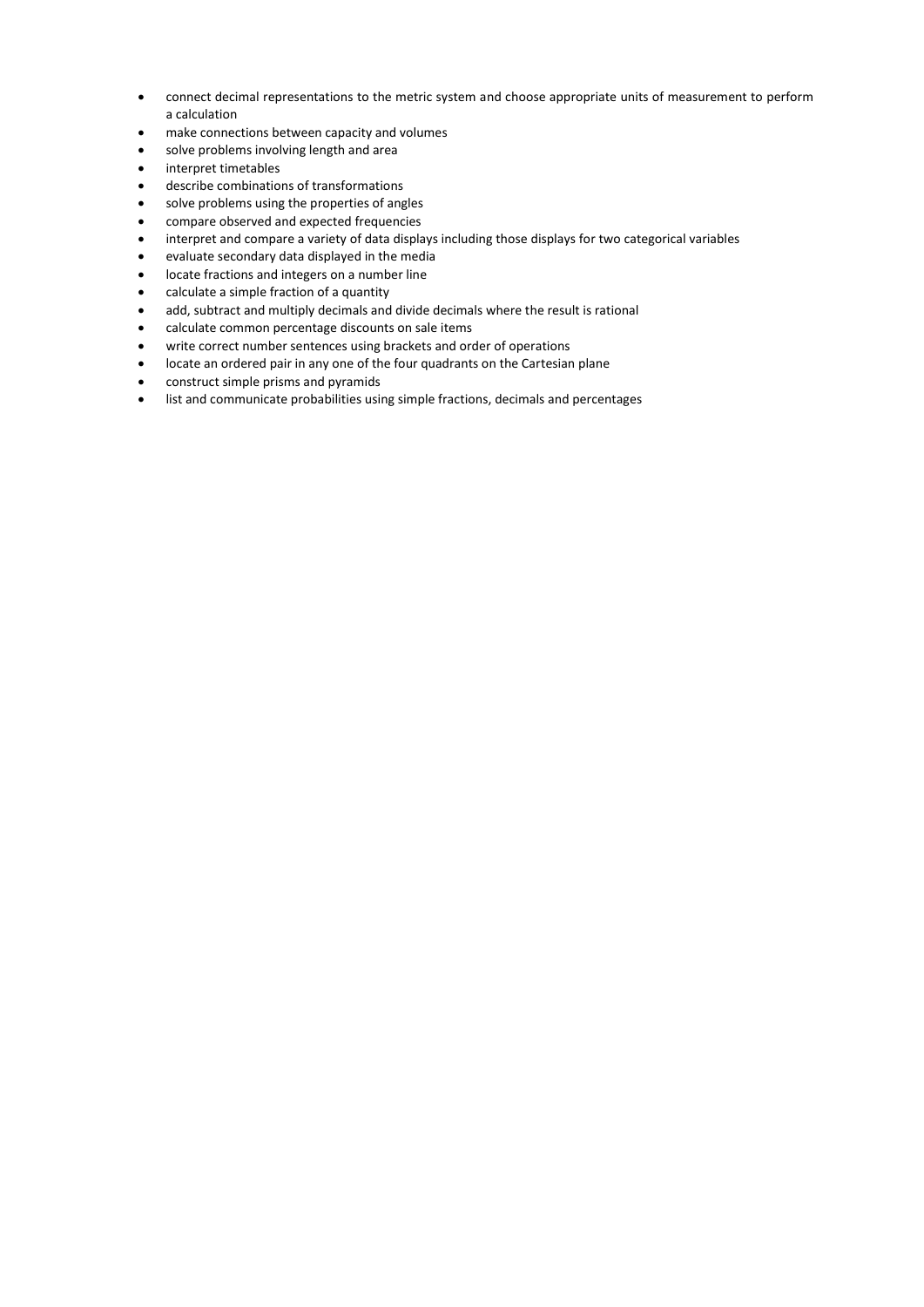- connect decimal representations to the metric system and choose appropriate units of measurement to perform a calculation
- make connections between capacity and volumes
- solve problems involving length and area
- interpret timetables
- describe combinations of transformations
- solve problems using the properties of angles
- compare observed and expected frequencies
- interpret and compare a variety of data displays including those displays for two categorical variables
- evaluate secondary data displayed in the media
- locate fractions and integers on a number line
- calculate a simple fraction of a quantity
- add, subtract and multiply decimals and divide decimals where the result is rational
- calculate common percentage discounts on sale items
- write correct number sentences using brackets and order of operations
- locate an ordered pair in any one of the four quadrants on the Cartesian plane
- construct simple prisms and pyramids
- list and communicate probabilities using simple fractions, decimals and percentages